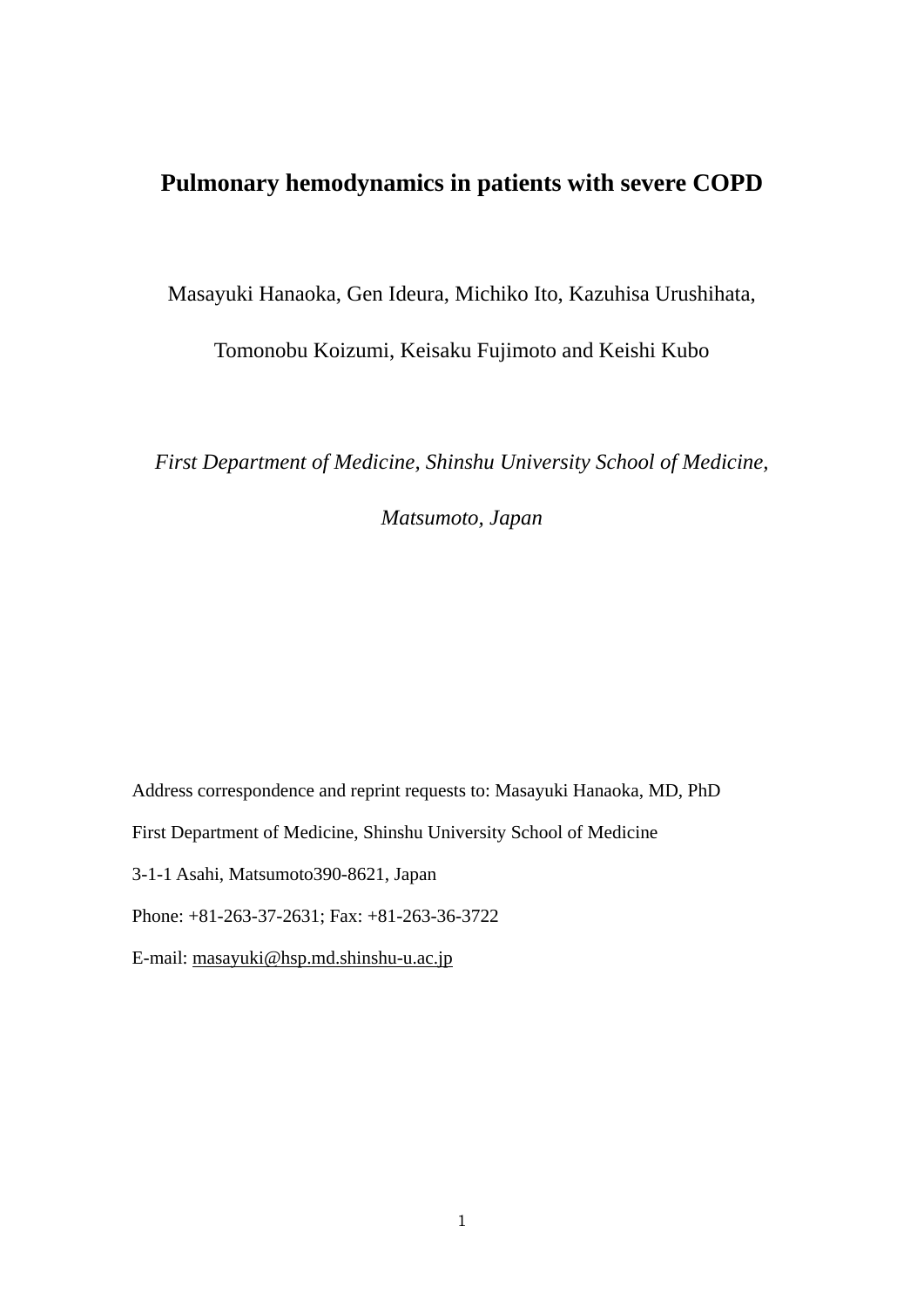# Pulmonary hemodynamics in patients with severe COPD

Masayuki Hanaoka, Gen Ideura, Michiko Ito, Kazuhisa Urushihata,

Tomonobu Koizumi, Keisaku Fujimoto and Keishi Kubo

*First Department of Medicine, Shinshu University School of Medicine, Matsumoto, Japan*

Address correspondence and reprint requests to: Masayuki Hanaoka, MD, PhD

First Department of Medicine, Shinshu University School of Medicine

3-1-1 Asahi, Matsumoto390-8621, Japan

Phone: +81-263-37-2631; Fax: +81-263-36-3722

E-mail: masayuki@hsp.md.shinshu-u.ac.jp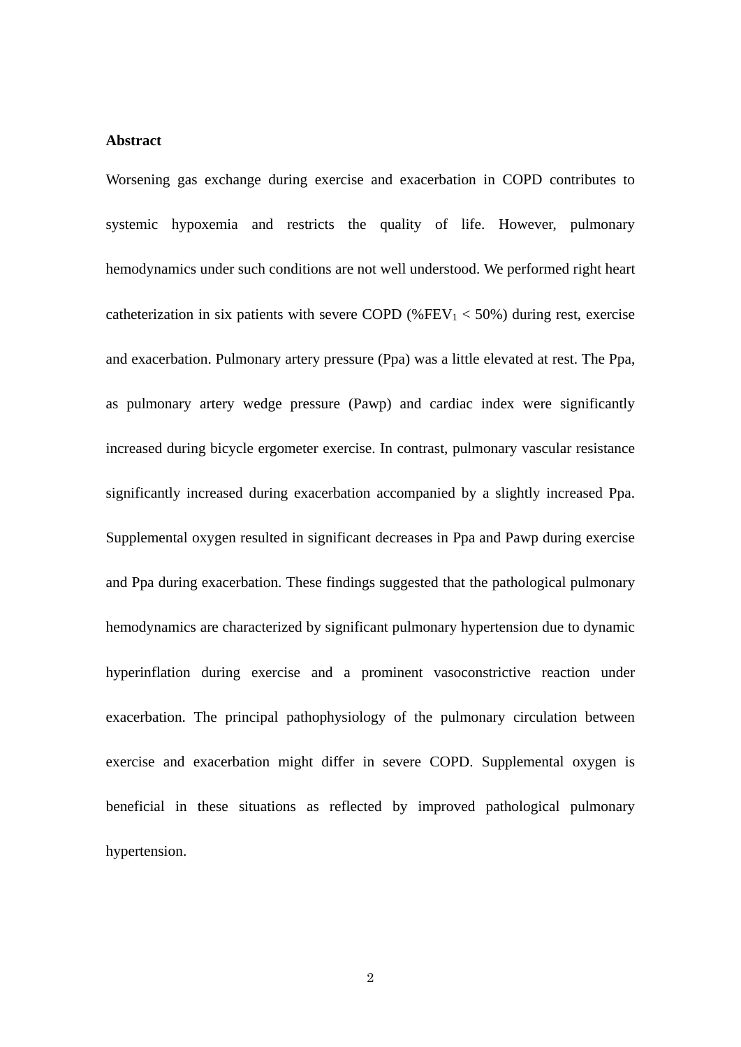## Abstract

Worsening gas exchange during exercise and exacerbation in COPD contributes to systemic hypoxemia and restricts the quality of life. However, pulmonary hemodynamics under such conditions are not well understood. We performed right heart catheterization in six patients with severe COPD (%$FEV_1$ < 50%) during rest, exercise and exacerbation. Pulmonary artery pressure (Ppa) was a little elevated at rest. The Ppa, as pulmonary artery wedge pressure (Pawp) and cardiac index were significantly increased during bicycle ergometer exercise. In contrast, pulmonary vascular resistance significantly increased during exacerbation accompanied by a slightly increased Ppa. Supplemental oxygen resulted in significant decreases in Ppa and Pawp during exercise and Ppa during exacerbation. These findings suggested that the pathological pulmonary hemodynamics are characterized by significant pulmonary hypertension due to dynamic hyperinflation during exercise and a prominent vasoconstrictive reaction under exacerbation. The principal pathophysiology of the pulmonary circulation between exercise and exacerbation might differ in severe COPD. Supplemental oxygen is beneficial in these situations as reflected by improved pathological pulmonary hypertension.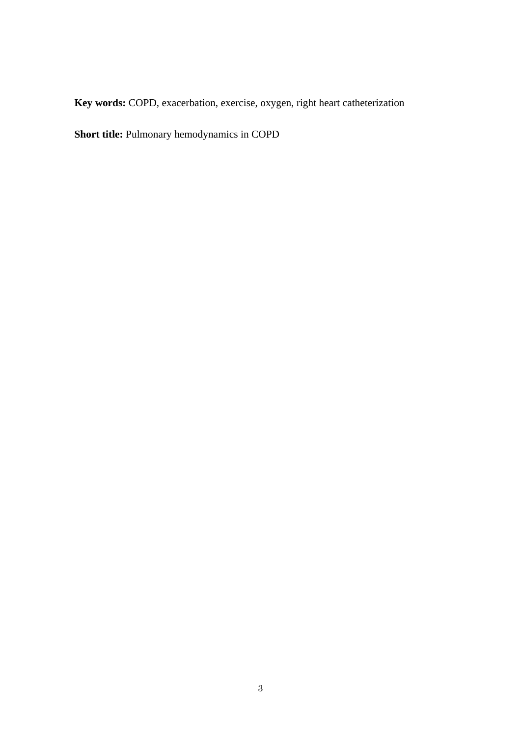**Key words:** COPD, exacerbation, exercise, oxygen, right heart catheterization

**Short title:** Pulmonary hemodynamics in COPD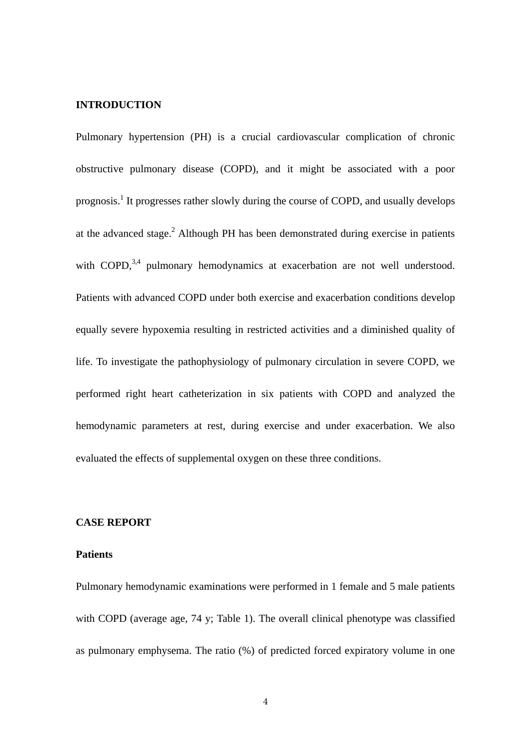## INTRODUCTION

Pulmonary hypertension (PH) is a crucial cardiovascular complication of chronic obstructive pulmonary disease (COPD), and it might be associated with a poor prognosis.[1] It progresses rather slowly during the course of COPD, and usually develops at the advanced stage.[2] Although PH has been demonstrated during exercise in patients with COPD,[3,4] pulmonary hemodynamics at exacerbation are not well understood. Patients with advanced COPD under both exercise and exacerbation conditions develop equally severe hypoxemia resulting in restricted activities and a diminished quality of life. To investigate the pathophysiology of pulmonary circulation in severe COPD, we performed right heart catheterization in six patients with COPD and analyzed the hemodynamic parameters at rest, during exercise and under exacerbation. We also evaluated the effects of supplemental oxygen on these three conditions.

## CASE REPORT

### Patients

Pulmonary hemodynamic examinations were performed in 1 female and 5 male patients with COPD (average age, 74 y; Table 1). The overall clinical phenotype was classified as pulmonary emphysema. The ratio (%) of predicted forced expiratory volume in one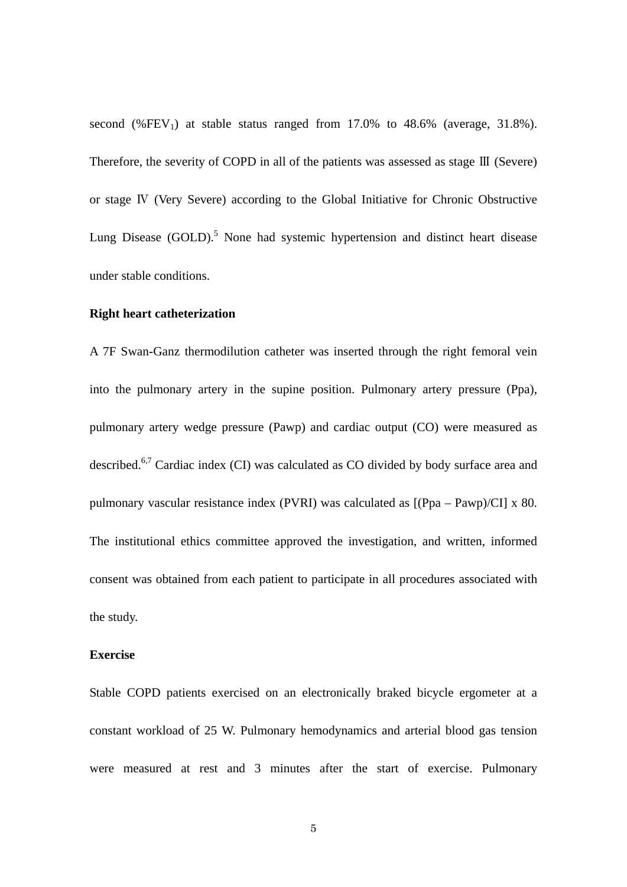second (%$FEV_1$) at stable status ranged from 17.0% to 48.6% (average, 31.8%). Therefore, the severity of COPD in all of the patients was assessed as stage Ⅲ (Severe) or stage Ⅳ (Very Severe) according to the Global Initiative for Chronic Obstructive Lung Disease (GOLD).[5] None had systemic hypertension and distinct heart disease under stable conditions.

**Right heart catheterization**

A 7F Swan-Ganz thermodilution catheter was inserted through the right femoral vein into the pulmonary artery in the supine position. Pulmonary artery pressure (Ppa), pulmonary artery wedge pressure (Pawp) and cardiac output (CO) were measured as described.[6,7] Cardiac index (CI) was calculated as CO divided by body surface area and pulmonary vascular resistance index (PVRI) was calculated as [(Ppa – Pawp)/CI] x 80. The institutional ethics committee approved the investigation, and written, informed consent was obtained from each patient to participate in all procedures associated with the study.

**Exercise**

Stable COPD patients exercised on an electronically braked bicycle ergometer at a constant workload of 25 W. Pulmonary hemodynamics and arterial blood gas tension were measured at rest and 3 minutes after the start of exercise. Pulmonary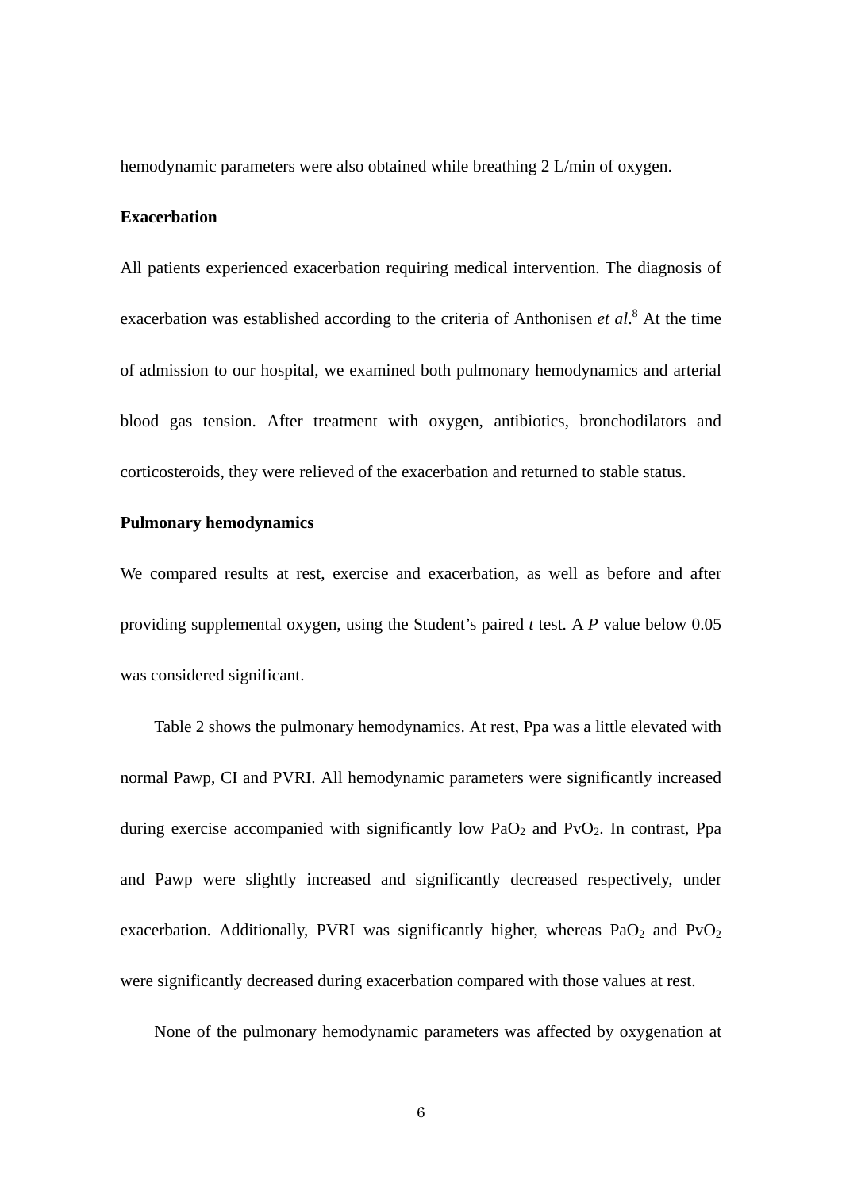hemodynamic parameters were also obtained while breathing 2 L/min of oxygen.

**Exacerbation**

All patients experienced exacerbation requiring medical intervention. The diagnosis of exacerbation was established according to the criteria of Anthonisen *et al*.[8] At the time of admission to our hospital, we examined both pulmonary hemodynamics and arterial blood gas tension. After treatment with oxygen, antibiotics, bronchodilators and corticosteroids, they were relieved of the exacerbation and returned to stable status.

**Pulmonary hemodynamics**

We compared results at rest, exercise and exacerbation, as well as before and after providing supplemental oxygen, using the Student's paired *t* test. A *P* value below 0.05 was considered significant.

Table 2 shows the pulmonary hemodynamics. At rest, Ppa was a little elevated with normal Pawp, CI and PVRI. All hemodynamic parameters were significantly increased during exercise accompanied with significantly low $PaO_2$ and $PvO_2$. In contrast, Ppa and Pawp were slightly increased and significantly decreased respectively, under exacerbation. Additionally, PVRI was significantly higher, whereas $PaO_2$ and $PvO_2$ were significantly decreased during exacerbation compared with those values at rest.

None of the pulmonary hemodynamic parameters was affected by oxygenation at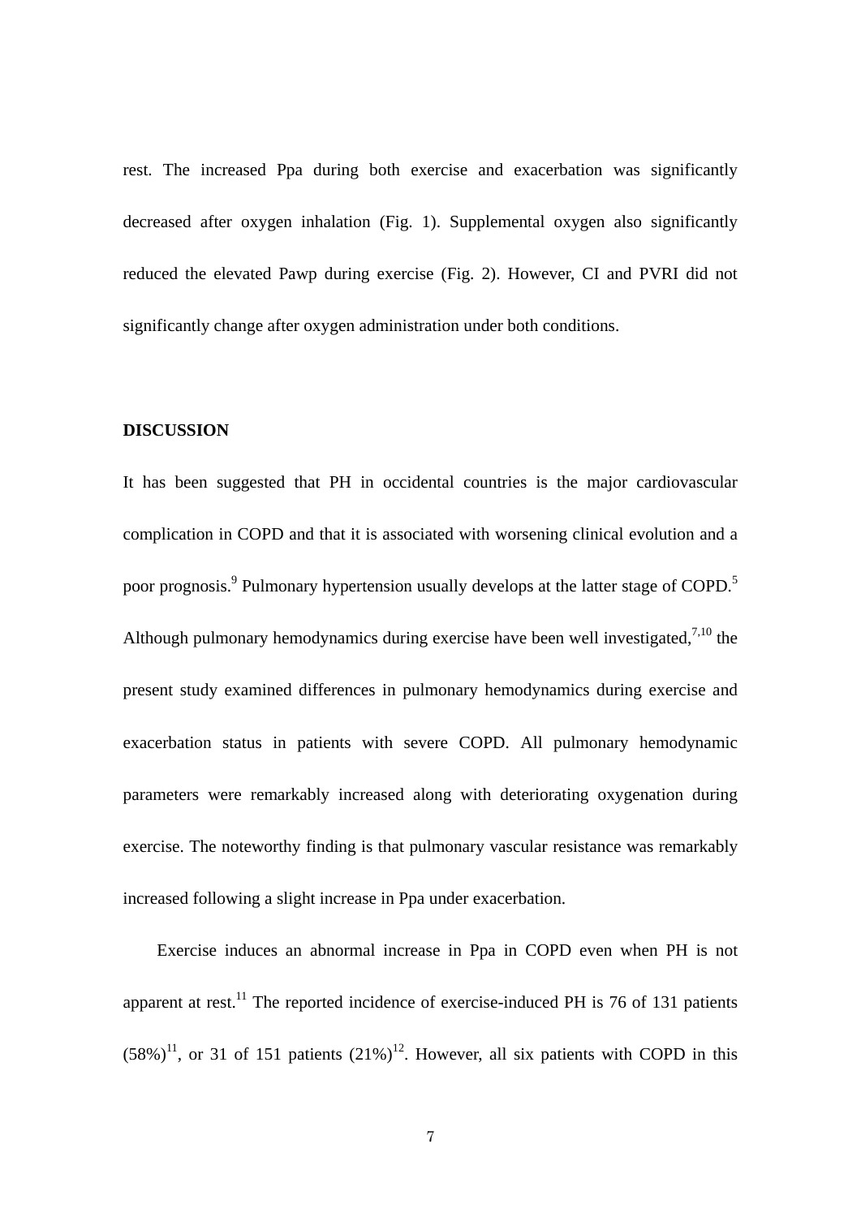rest. The increased Ppa during both exercise and exacerbation was significantly decreased after oxygen inhalation (Fig. 1). Supplemental oxygen also significantly reduced the elevated Pawp during exercise (Fig. 2). However, CI and PVRI did not significantly change after oxygen administration under both conditions.

## DISCUSSION

It has been suggested that PH in occidental countries is the major cardiovascular complication in COPD and that it is associated with worsening clinical evolution and a poor prognosis.[9] Pulmonary hypertension usually develops at the latter stage of COPD.[5] Although pulmonary hemodynamics during exercise have been well investigated,[7,10] the present study examined differences in pulmonary hemodynamics during exercise and exacerbation status in patients with severe COPD. All pulmonary hemodynamic parameters were remarkably increased along with deteriorating oxygenation during exercise. The noteworthy finding is that pulmonary vascular resistance was remarkably increased following a slight increase in Ppa under exacerbation.

Exercise induces an abnormal increase in Ppa in COPD even when PH is not apparent at rest.[11] The reported incidence of exercise-induced PH is 76 of 131 patients (58%)[11], or 31 of 151 patients (21%)[12]. However, all six patients with COPD in this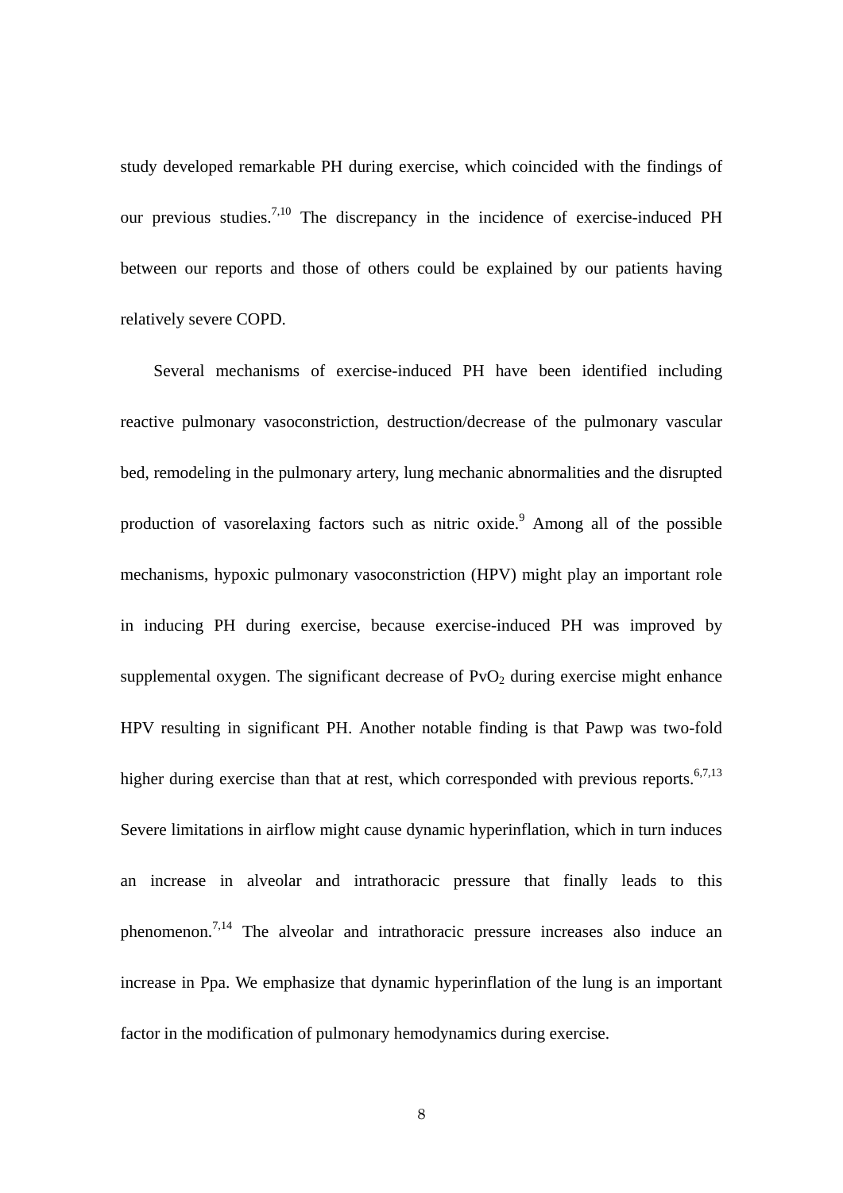study developed remarkable PH during exercise, which coincided with the findings of our previous studies.[7,10] The discrepancy in the incidence of exercise-induced PH between our reports and those of others could be explained by our patients having relatively severe COPD.

Several mechanisms of exercise-induced PH have been identified including reactive pulmonary vasoconstriction, destruction/decrease of the pulmonary vascular bed, remodeling in the pulmonary artery, lung mechanic abnormalities and the disrupted production of vasorelaxing factors such as nitric oxide.[9] Among all of the possible mechanisms, hypoxic pulmonary vasoconstriction (HPV) might play an important role in inducing PH during exercise, because exercise-induced PH was improved by supplemental oxygen. The significant decrease of $PvO_2$ during exercise might enhance HPV resulting in significant PH. Another notable finding is that Pawp was two-fold higher during exercise than that at rest, which corresponded with previous reports.[6,7,13] Severe limitations in airflow might cause dynamic hyperinflation, which in turn induces an increase in alveolar and intrathoracic pressure that finally leads to this phenomenon.[7,14] The alveolar and intrathoracic pressure increases also induce an increase in Ppa. We emphasize that dynamic hyperinflation of the lung is an important factor in the modification of pulmonary hemodynamics during exercise.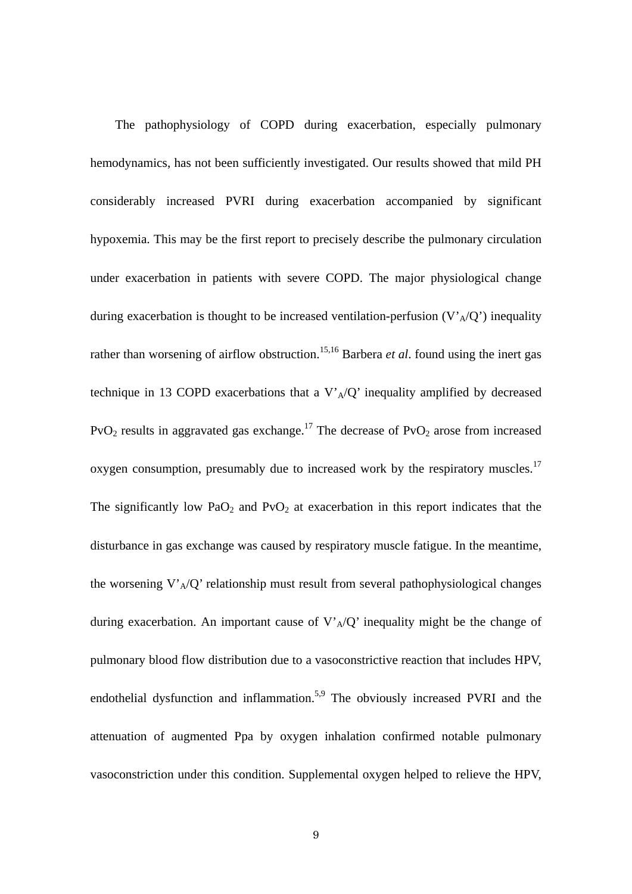The pathophysiology of COPD during exacerbation, especially pulmonary hemodynamics, has not been sufficiently investigated. Our results showed that mild PH considerably increased PVRI during exacerbation accompanied by significant hypoxemia. This may be the first report to precisely describe the pulmonary circulation under exacerbation in patients with severe COPD. The major physiological change during exacerbation is thought to be increased ventilation-perfusion ($V'_A/Q'$) inequality rather than worsening of airflow obstruction.[15,16] Barbera *et al*. found using the inert gas technique in 13 COPD exacerbations that a $V'_A/Q'$ inequality amplified by decreased $PvO_2$ results in aggravated gas exchange.[17] The decrease of $PvO_2$ arose from increased oxygen consumption, presumably due to increased work by the respiratory muscles.[17] The significantly low $PaO_2$ and $PvO_2$ at exacerbation in this report indicates that the disturbance in gas exchange was caused by respiratory muscle fatigue. In the meantime, the worsening $V'_A/Q'$ relationship must result from several pathophysiological changes during exacerbation. An important cause of $V'_A/Q'$ inequality might be the change of pulmonary blood flow distribution due to a vasoconstrictive reaction that includes HPV, endothelial dysfunction and inflammation.[5,9] The obviously increased PVRI and the attenuation of augmented Ppa by oxygen inhalation confirmed notable pulmonary vasoconstriction under this condition. Supplemental oxygen helped to relieve the HPV,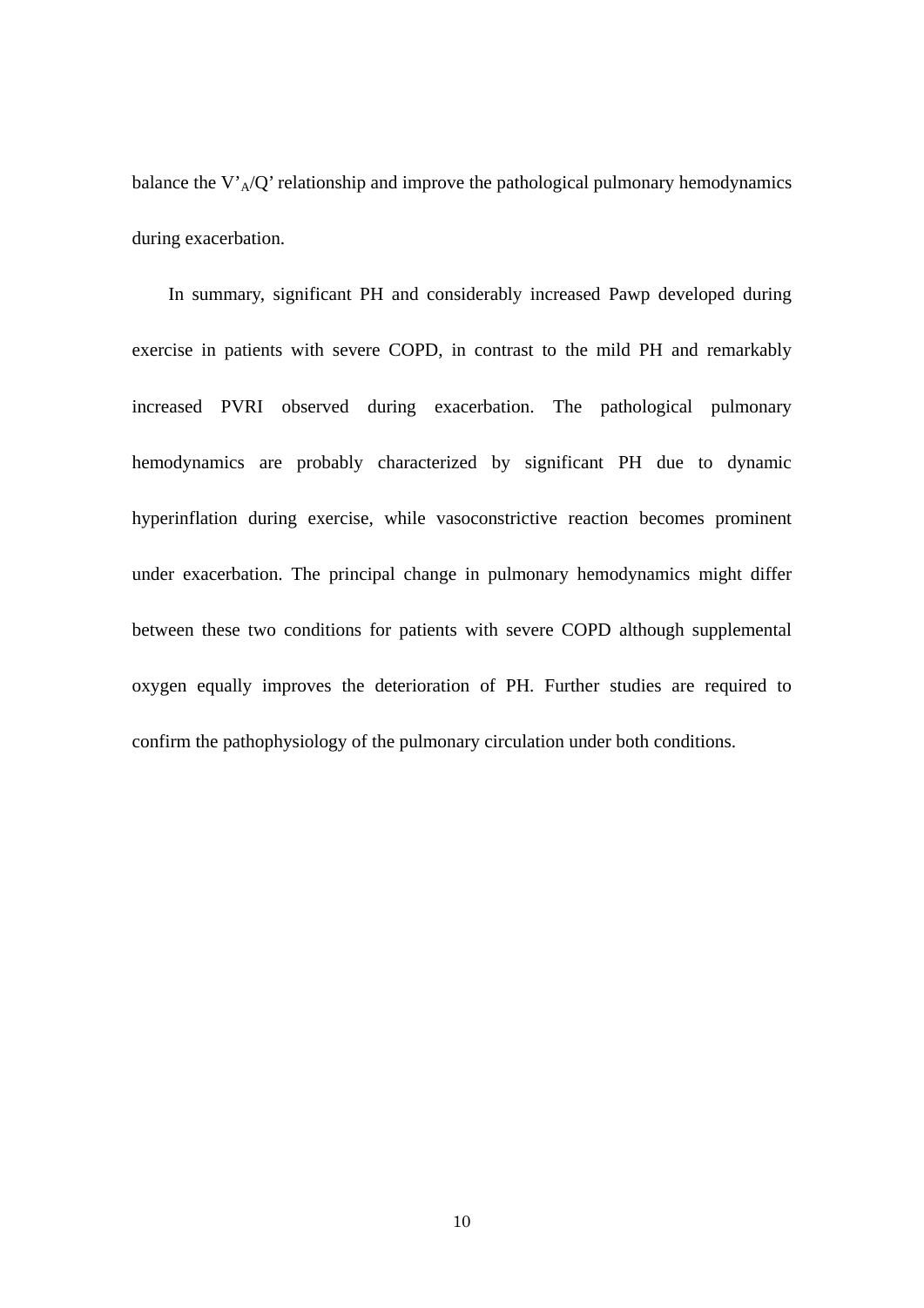balance the $V'_A/Q'$ relationship and improve the pathological pulmonary hemodynamics during exacerbation.

In summary, significant PH and considerably increased Pawp developed during exercise in patients with severe COPD, in contrast to the mild PH and remarkably increased PVRI observed during exacerbation. The pathological pulmonary hemodynamics are probably characterized by significant PH due to dynamic hyperinflation during exercise, while vasoconstrictive reaction becomes prominent under exacerbation. The principal change in pulmonary hemodynamics might differ between these two conditions for patients with severe COPD although supplemental oxygen equally improves the deterioration of PH. Further studies are required to confirm the pathophysiology of the pulmonary circulation under both conditions.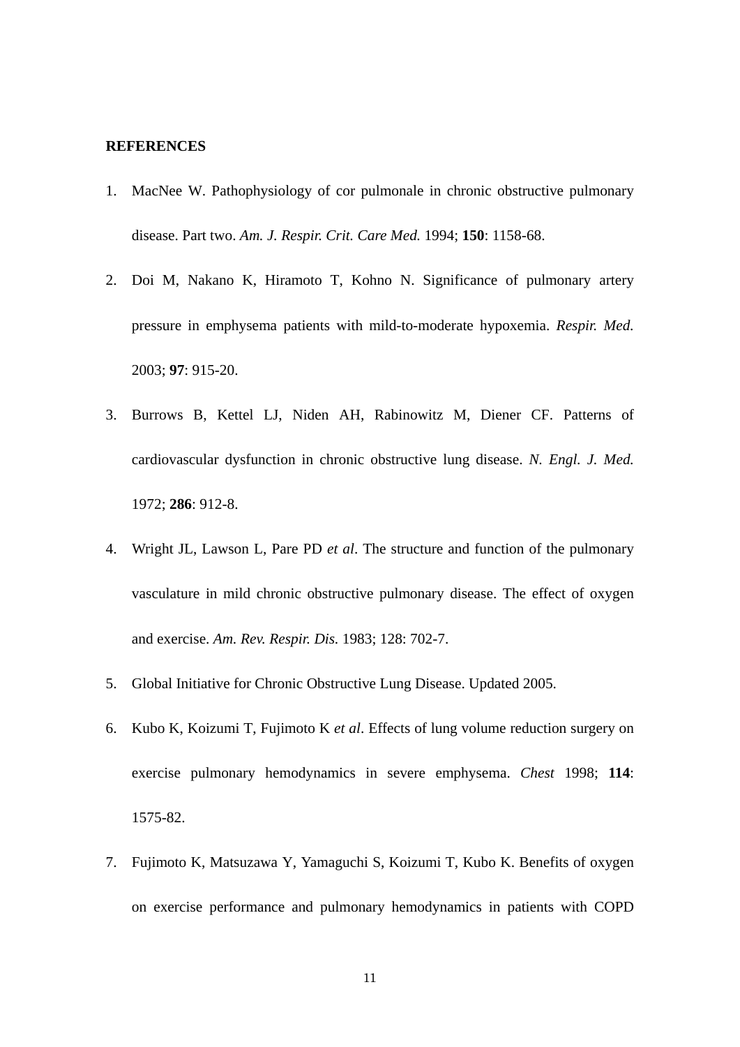**REFERENCES**

1. MacNee W. Pathophysiology of cor pulmonale in chronic obstructive pulmonary disease. Part two. *Am. J. Respir. Crit. Care Med.* 1994; **150**: 1158-68.
2. Doi M, Nakano K, Hiramoto T, Kohno N. Significance of pulmonary artery pressure in emphysema patients with mild-to-moderate hypoxemia. *Respir. Med.* 2003; **97**: 915-20.
3. Burrows B, Kettel LJ, Niden AH, Rabinowitz M, Diener CF. Patterns of cardiovascular dysfunction in chronic obstructive lung disease. *N. Engl. J. Med.* 1972; **286**: 912-8.
4. Wright JL, Lawson L, Pare PD *et al*. The structure and function of the pulmonary vasculature in mild chronic obstructive pulmonary disease. The effect of oxygen and exercise. *Am. Rev. Respir. Dis.* 1983; 128: 702-7.
5. Global Initiative for Chronic Obstructive Lung Disease. Updated 2005.
6. Kubo K, Koizumi T, Fujimoto K *et al*. Effects of lung volume reduction surgery on exercise pulmonary hemodynamics in severe emphysema. *Chest* 1998; **114**: 1575-82.
7. Fujimoto K, Matsuzawa Y, Yamaguchi S, Koizumi T, Kubo K. Benefits of oxygen on exercise performance and pulmonary hemodynamics in patients with COPD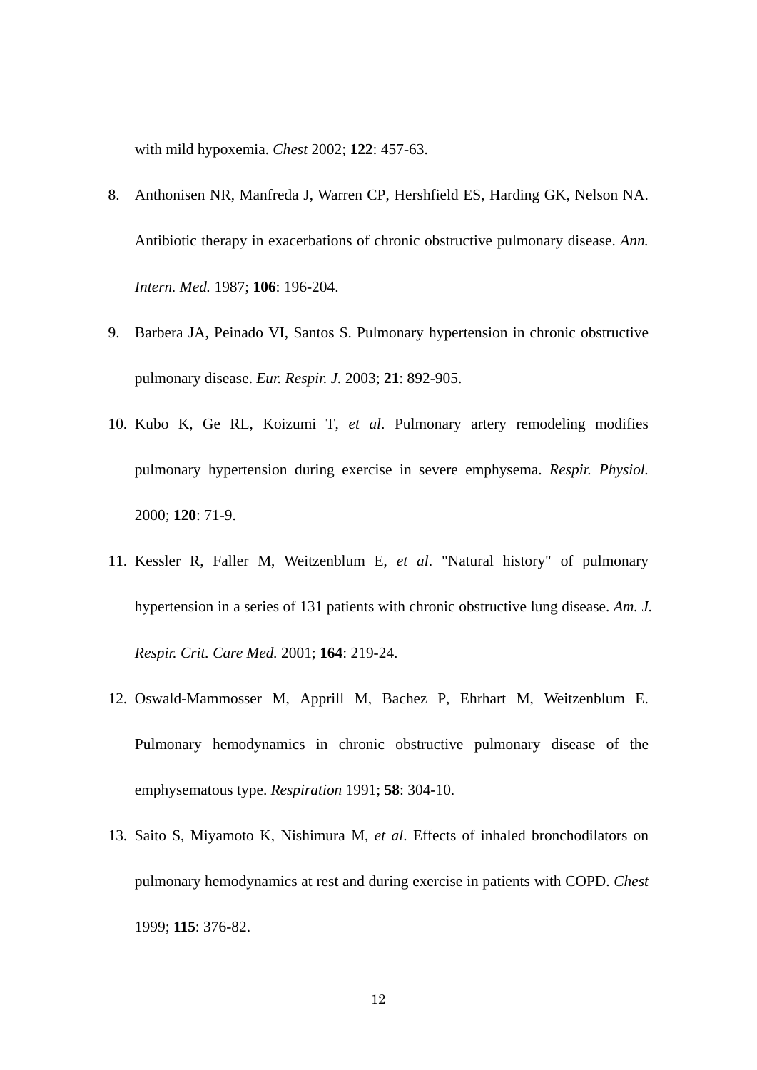with mild hypoxemia. *Chest* 2002; **122**: 457-63.

8. Anthonisen NR, Manfreda J, Warren CP, Hershfield ES, Harding GK, Nelson NA. Antibiotic therapy in exacerbations of chronic obstructive pulmonary disease. *Ann. Intern. Med.* 1987; **106**: 196-204.
9. Barbera JA, Peinado VI, Santos S. Pulmonary hypertension in chronic obstructive pulmonary disease. *Eur. Respir. J.* 2003; **21**: 892-905.
10. Kubo K, Ge RL, Koizumi T, *et al*. Pulmonary artery remodeling modifies pulmonary hypertension during exercise in severe emphysema. *Respir. Physiol.* 2000; **120**: 71-9.
11. Kessler R, Faller M, Weitzenblum E, *et al*. "Natural history" of pulmonary hypertension in a series of 131 patients with chronic obstructive lung disease. *Am. J. Respir. Crit. Care Med.* 2001; **164**: 219-24.
12. Oswald-Mammosser M, Apprill M, Bachez P, Ehrhart M, Weitzenblum E. Pulmonary hemodynamics in chronic obstructive pulmonary disease of the emphysematous type. *Respiration* 1991; **58**: 304-10.
13. Saito S, Miyamoto K, Nishimura M, *et al*. Effects of inhaled bronchodilators on pulmonary hemodynamics at rest and during exercise in patients with COPD. *Chest* 1999; **115**: 376-82.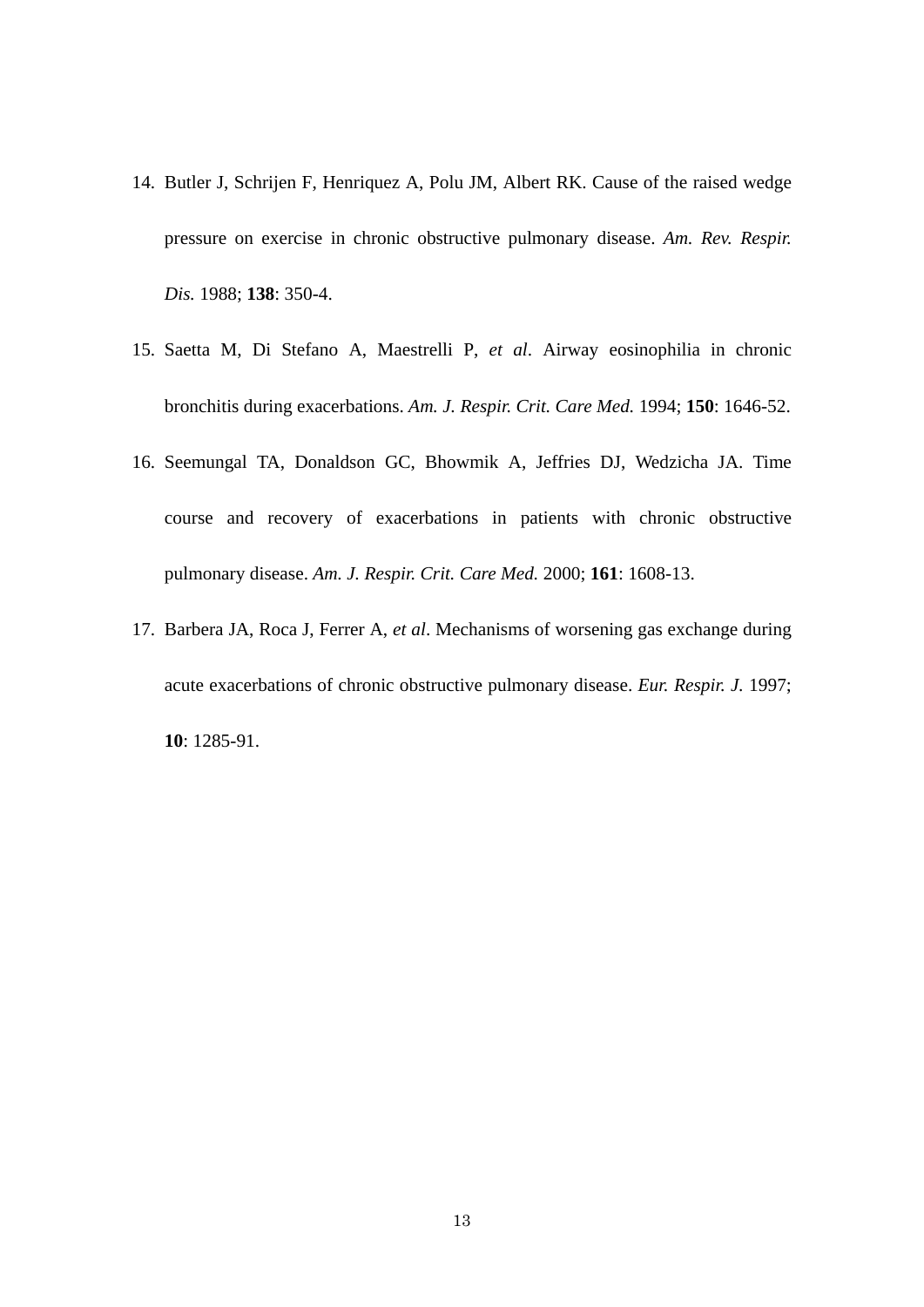14. Butler J, Schrijen F, Henriquez A, Polu JM, Albert RK. Cause of the raised wedge pressure on exercise in chronic obstructive pulmonary disease. *Am. Rev. Respir. Dis.* 1988; **138**: 350-4.
15. Saetta M, Di Stefano A, Maestrelli P, *et al*. Airway eosinophilia in chronic bronchitis during exacerbations. *Am. J. Respir. Crit. Care Med.* 1994; **150**: 1646-52.
16. Seemungal TA, Donaldson GC, Bhowmik A, Jeffries DJ, Wedzicha JA. Time course and recovery of exacerbations in patients with chronic obstructive pulmonary disease. *Am. J. Respir. Crit. Care Med.* 2000; **161**: 1608-13.
17. Barbera JA, Roca J, Ferrer A, *et al*. Mechanisms of worsening gas exchange during acute exacerbations of chronic obstructive pulmonary disease. *Eur. Respir. J.* 1997; **10**: 1285-91.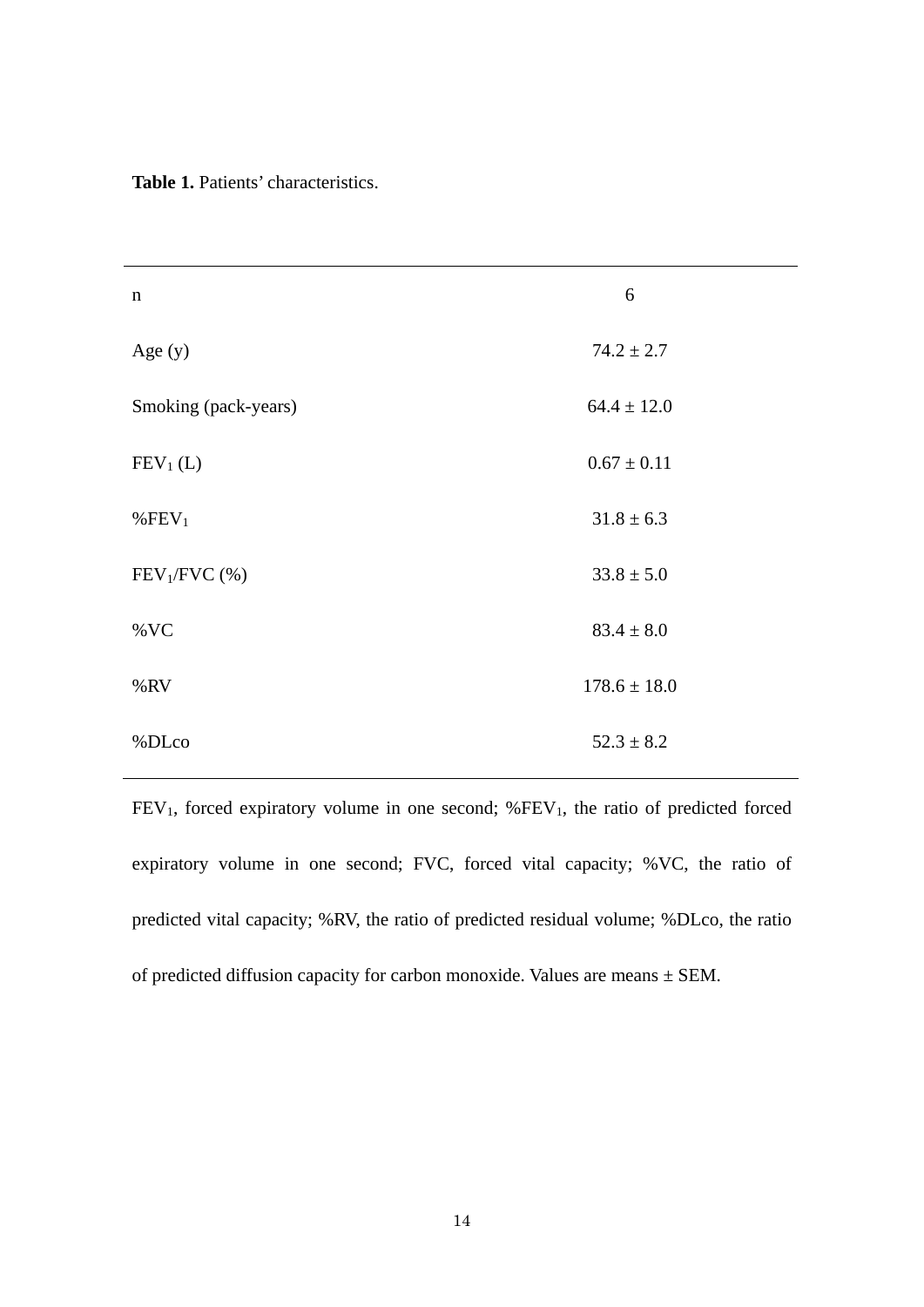**Table 1.** Patients' characteristics.

| | |
|---|---|
| n | 6 |
| Age (y) | 74.2 ± 2.7 |
| Smoking (pack-years) | 64.4 ± 12.0 |
| $FEV_1$ (L) | 0.67 ± 0.11 |
| %$FEV_1$ | 31.8 ± 6.3 |
| $FEV_1$/FVC (%) | 33.8 ± 5.0 |
| %VC | 83.4 ± 8.0 |
| %RV | 178.6 ± 18.0 |
| %DLco | 52.3 ± 8.2 |

$FEV_1$, forced expiratory volume in one second; %$FEV_1$, the ratio of predicted forced expiratory volume in one second; FVC, forced vital capacity; %VC, the ratio of predicted vital capacity; %RV, the ratio of predicted residual volume; %DLco, the ratio of predicted diffusion capacity for carbon monoxide. Values are means ± SEM.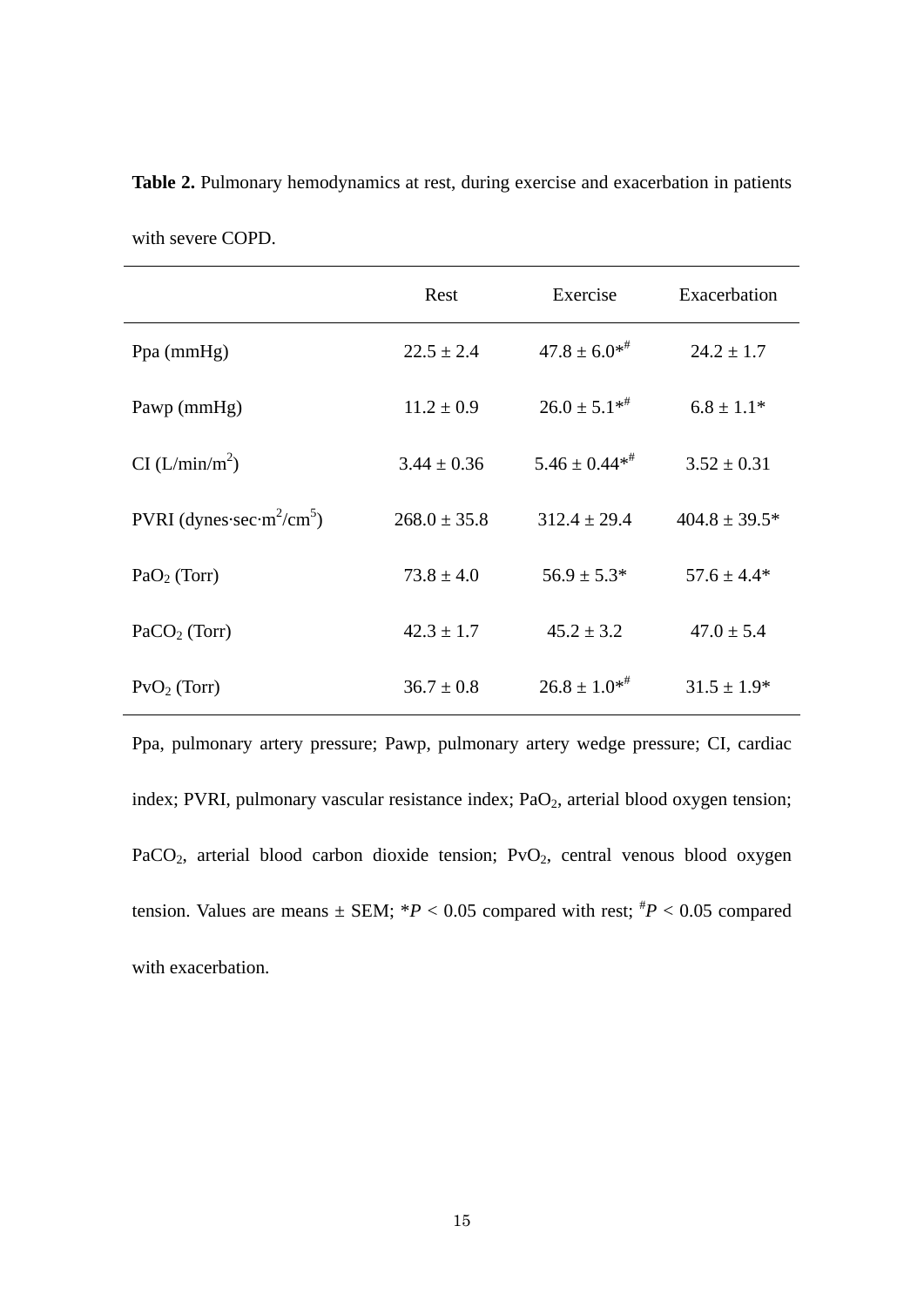**Table 2.** Pulmonary hemodynamics at rest, during exercise and exacerbation in patients with severe COPD.

| | Rest | Exercise | Exacerbation |
|---|---|---|---|
| Ppa (mmHg) | 22.5 ± 2.4 | 47.8 ± 6.0*# | 24.2 ± 1.7 |
| Pawp (mmHg) | 11.2 ± 0.9 | 26.0 ± 5.1*# | 6.8 ± 1.1* |
| CI ($L/min/m^2$) | 3.44 ± 0.36 | 5.46 ± 0.44*# | 3.52 ± 0.31 |
| PVRI ($dynes{\cdot}sec{\cdot}m^2/cm^5$) | 268.0 ± 35.8 | 312.4 ± 29.4 | 404.8 ± 39.5* |
| $PaO_2$ (Torr) | 73.8 ± 4.0 | 56.9 ± 5.3* | 57.6 ± 4.4* |
| $PaCO_2$ (Torr) | 42.3 ± 1.7 | 45.2 ± 3.2 | 47.0 ± 5.4 |
| $PvO_2$ (Torr) | 36.7 ± 0.8 | 26.8 ± 1.0*# | 31.5 ± 1.9* |

Ppa, pulmonary artery pressure; Pawp, pulmonary artery wedge pressure; CI, cardiac index; PVRI, pulmonary vascular resistance index; $PaO_2$, arterial blood oxygen tension; $PaCO_2$, arterial blood carbon dioxide tension; $PvO_2$, central venous blood oxygen tension. Values are means ± SEM; *$P < 0.05$ compared with rest; #$P < 0.05$ compared with exacerbation.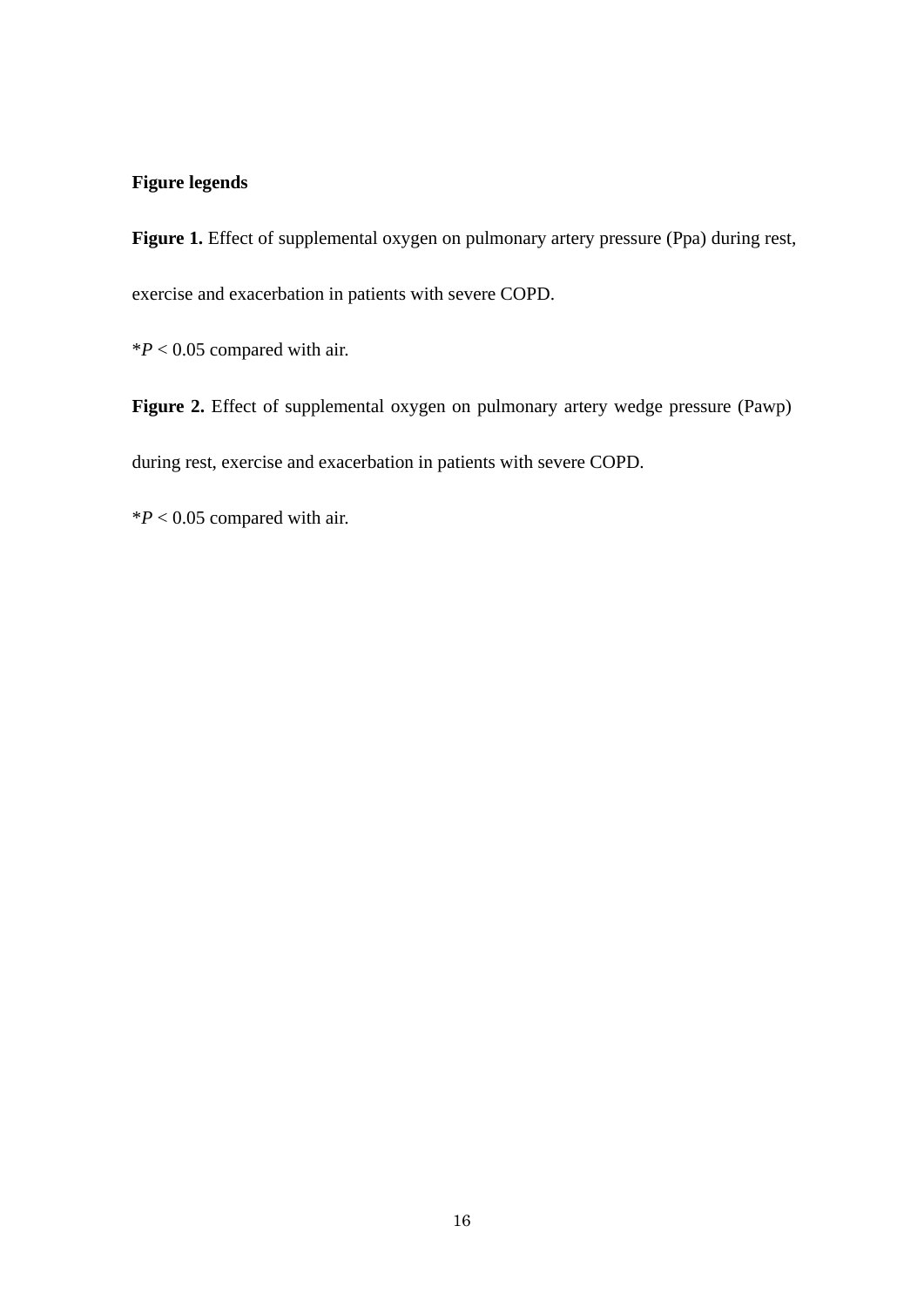**Figure legends**

**Figure 1.** Effect of supplemental oxygen on pulmonary artery pressure (Ppa) during rest, exercise and exacerbation in patients with severe COPD.

*$P < 0.05$ compared with air.

**Figure 2.** Effect of supplemental oxygen on pulmonary artery wedge pressure (Pawp) during rest, exercise and exacerbation in patients with severe COPD.

*$P < 0.05$ compared with air.